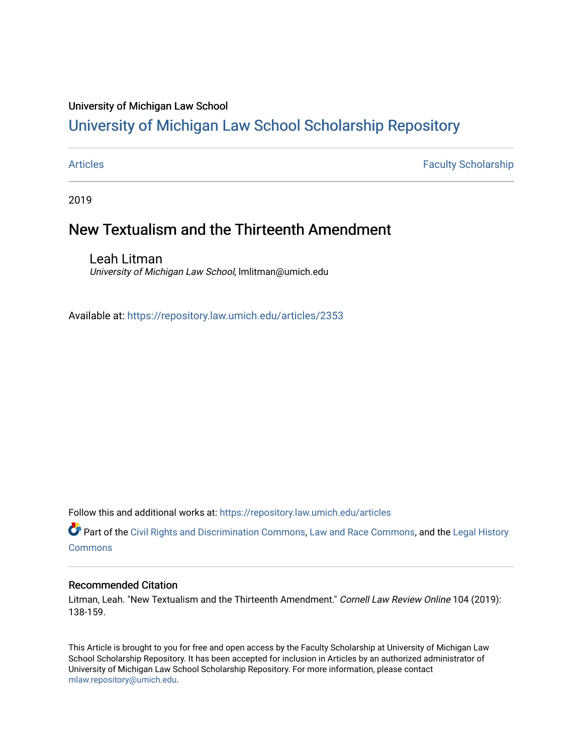University of Michigan Law School

# University of Michigan Law School Scholarship Repository

Articles | Faculty Scholarship

2019

## New Textualism and the Thirteenth Amendment

Leah Litman
*University of Michigan Law School*, lmlitman@umich.edu

Available at: https://repository.law.umich.edu/articles/2353

Follow this and additional works at: https://repository.law.umich.edu/articles

Part of the Civil Rights and Discrimination Commons, Law and Race Commons, and the Legal History Commons

### Recommended Citation

Litman, Leah. "New Textualism and the Thirteenth Amendment." *Cornell Law Review Online* 104 (2019): 138-159.

This Article is brought to you for free and open access by the Faculty Scholarship at University of Michigan Law School Scholarship Repository. It has been accepted for inclusion in Articles by an authorized administrator of University of Michigan Law School Scholarship Repository. For more information, please contact mlaw.repository@umich.edu.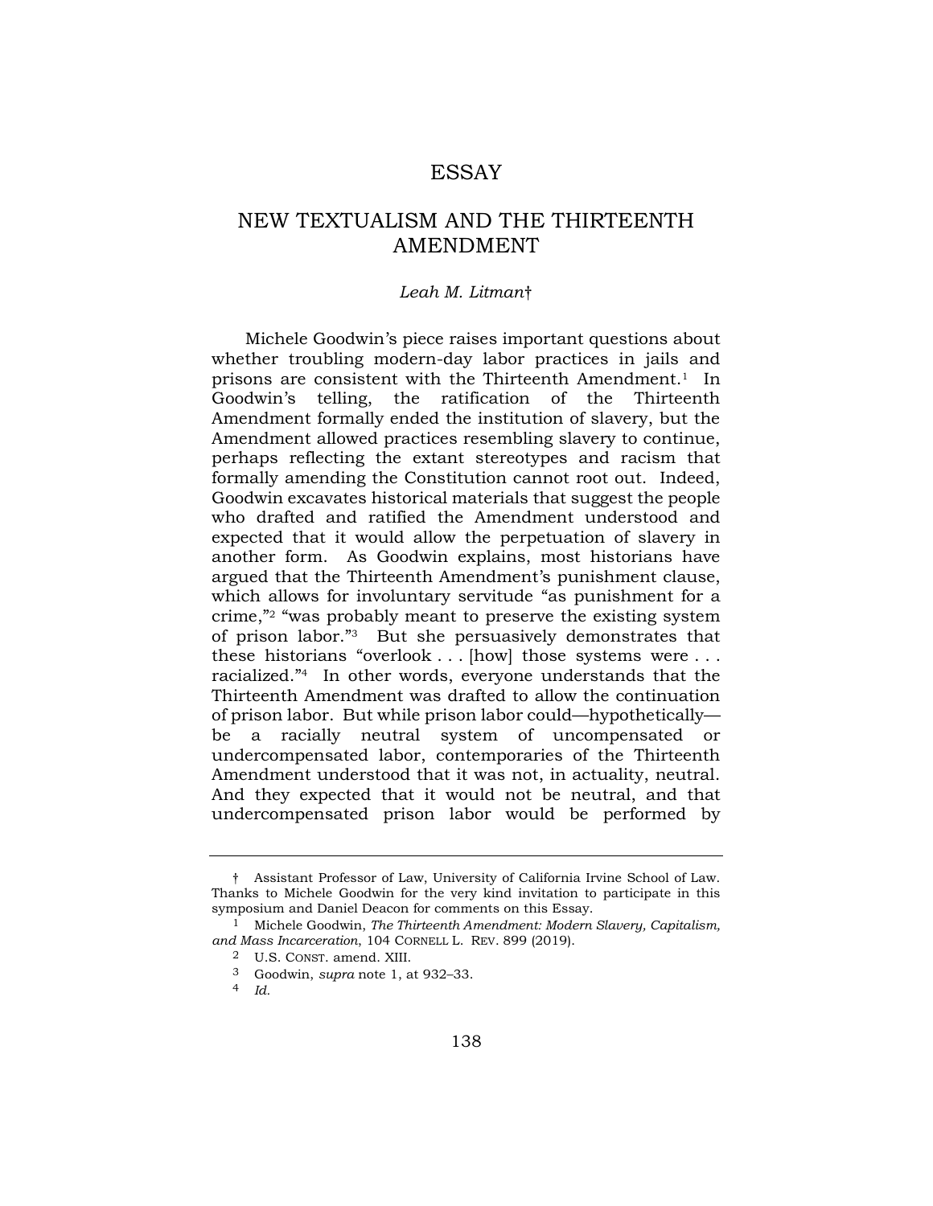# ESSAY

## NEW TEXTUALISM AND THE THIRTEENTH AMENDMENT

*Leah M. Litman*†

Michele Goodwin's piece raises important questions about whether troubling modern-day labor practices in jails and prisons are consistent with the Thirteenth Amendment.[1] In Goodwin's telling, the ratification of the Thirteenth Amendment formally ended the institution of slavery, but the Amendment allowed practices resembling slavery to continue, perhaps reflecting the extant stereotypes and racism that formally amending the Constitution cannot root out. Indeed, Goodwin excavates historical materials that suggest the people who drafted and ratified the Amendment understood and expected that it would allow the perpetuation of slavery in another form. As Goodwin explains, most historians have argued that the Thirteenth Amendment's punishment clause, which allows for involuntary servitude "as punishment for a crime,"[2] "was probably meant to preserve the existing system of prison labor."[3] But she persuasively demonstrates that these historians "overlook . . . [how] those systems were . . . racialized."[4] In other words, everyone understands that the Thirteenth Amendment was drafted to allow the continuation of prison labor. But while prison labor could—hypothetically—be a racially neutral system of uncompensated or undercompensated labor, contemporaries of the Thirteenth Amendment understood that it was not, in actuality, neutral. And they expected that it would not be neutral, and that undercompensated prison labor would be performed by

---

† Assistant Professor of Law, University of California Irvine School of Law. Thanks to Michele Goodwin for the very kind invitation to participate in this symposium and Daniel Deacon for comments on this Essay.

[1] Michele Goodwin, *The Thirteenth Amendment: Modern Slavery, Capitalism, and Mass Incarceration*, 104 CORNELL L. REV. 899 (2019).

[2] U.S. CONST. amend. XIII.

[3] Goodwin, *supra* note 1, at 932–33.

[4] *Id.*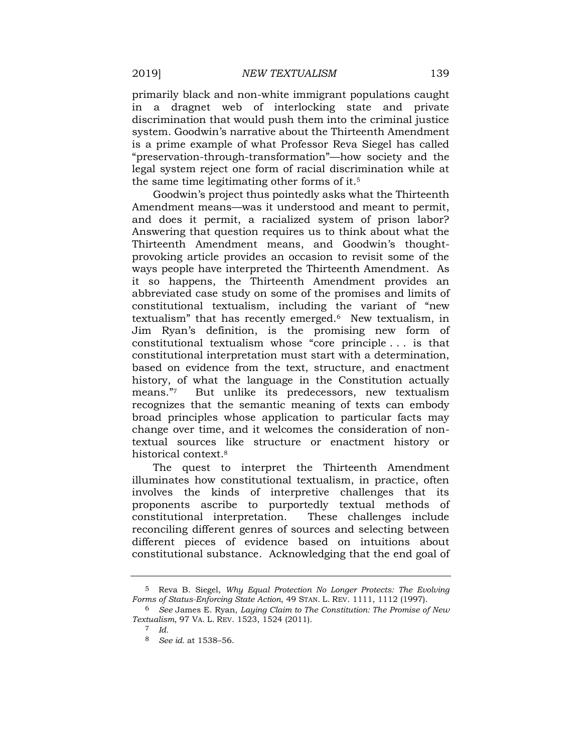primarily black and non-white immigrant populations caught in a dragnet web of interlocking state and private discrimination that would push them into the criminal justice system. Goodwin's narrative about the Thirteenth Amendment is a prime example of what Professor Reva Siegel has called "preservation-through-transformation"—how society and the legal system reject one form of racial discrimination while at the same time legitimating other forms of it.[5]

Goodwin's project thus pointedly asks what the Thirteenth Amendment means—was it understood and meant to permit, and does it permit, a racialized system of prison labor? Answering that question requires us to think about what the Thirteenth Amendment means, and Goodwin's thought-provoking article provides an occasion to revisit some of the ways people have interpreted the Thirteenth Amendment. As it so happens, the Thirteenth Amendment provides an abbreviated case study on some of the promises and limits of constitutional textualism, including the variant of "new textualism" that has recently emerged.[6] New textualism, in Jim Ryan's definition, is the promising new form of constitutional textualism whose "core principle . . . is that constitutional interpretation must start with a determination, based on evidence from the text, structure, and enactment history, of what the language in the Constitution actually means."[7] But unlike its predecessors, new textualism recognizes that the semantic meaning of texts can embody broad principles whose application to particular facts may change over time, and it welcomes the consideration of non-textual sources like structure or enactment history or historical context.[8]

The quest to interpret the Thirteenth Amendment illuminates how constitutional textualism, in practice, often involves the kinds of interpretive challenges that its proponents ascribe to purportedly textual methods of constitutional interpretation. These challenges include reconciling different genres of sources and selecting between different pieces of evidence based on intuitions about constitutional substance. Acknowledging that the end goal of

---

5 Reva B. Siegel, *Why Equal Protection No Longer Protects: The Evolving Forms of Status-Enforcing State Action*, 49 STAN. L. REV. 1111, 1112 (1997).

6 *See* James E. Ryan, *Laying Claim to The Constitution: The Promise of New Textualism*, 97 VA. L. REV. 1523, 1524 (2011).

7 *Id.*

8 *See id.* at 1538–56.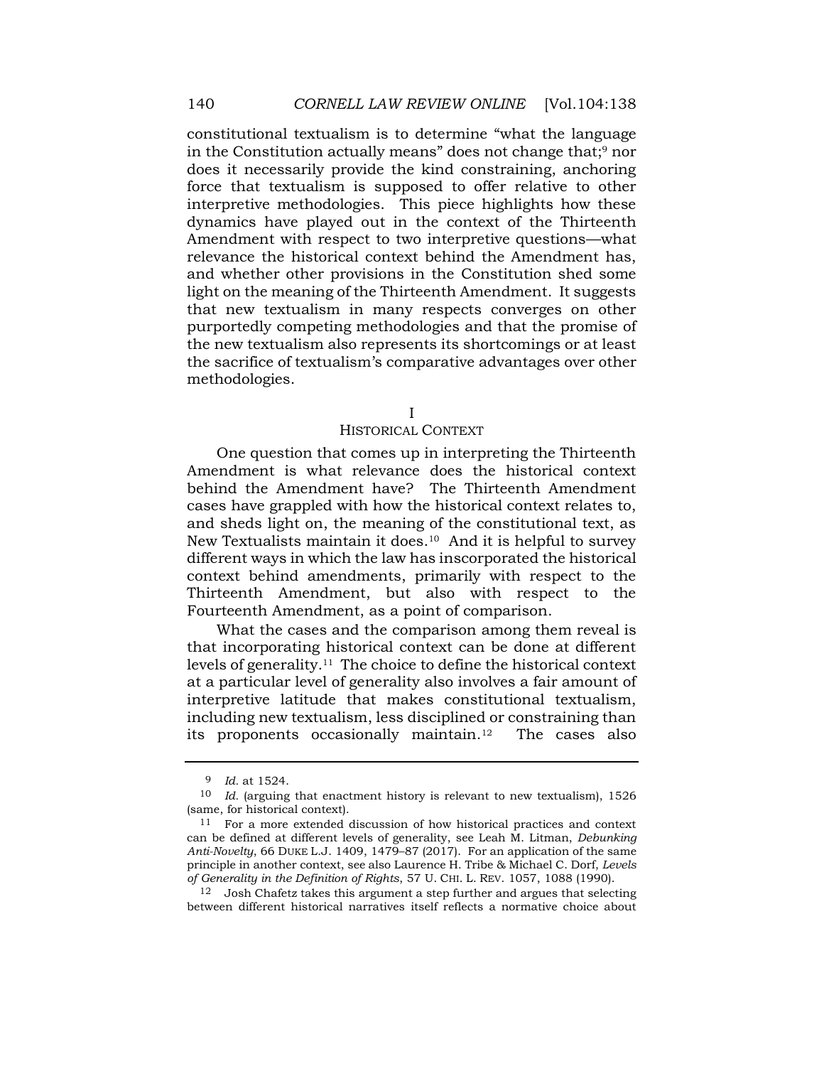constitutional textualism is to determine "what the language in the Constitution actually means" does not change that;[9] nor does it necessarily provide the kind constraining, anchoring force that textualism is supposed to offer relative to other interpretive methodologies. This piece highlights how these dynamics have played out in the context of the Thirteenth Amendment with respect to two interpretive questions—what relevance the historical context behind the Amendment has, and whether other provisions in the Constitution shed some light on the meaning of the Thirteenth Amendment. It suggests that new textualism in many respects converges on other purportedly competing methodologies and that the promise of the new textualism also represents its shortcomings or at least the sacrifice of textualism's comparative advantages over other methodologies.

## I
## HISTORICAL CONTEXT

One question that comes up in interpreting the Thirteenth Amendment is what relevance does the historical context behind the Amendment have? The Thirteenth Amendment cases have grappled with how the historical context relates to, and sheds light on, the meaning of the constitutional text, as New Textualists maintain it does.[10] And it is helpful to survey different ways in which the law has inscorporated the historical context behind amendments, primarily with respect to the Thirteenth Amendment, but also with respect to the Fourteenth Amendment, as a point of comparison.

What the cases and the comparison among them reveal is that incorporating historical context can be done at different levels of generality.[11] The choice to define the historical context at a particular level of generality also involves a fair amount of interpretive latitude that makes constitutional textualism, including new textualism, less disciplined or constraining than its proponents occasionally maintain.[12] The cases also

---

[9] *Id.* at 1524.

[10] *Id.* (arguing that enactment history is relevant to new textualism), 1526 (same, for historical context).

[11] For a more extended discussion of how historical practices and context can be defined at different levels of generality, see Leah M. Litman, *Debunking Anti-Novelty*, 66 DUKE L.J. 1409, 1479–87 (2017). For an application of the same principle in another context, see also Laurence H. Tribe & Michael C. Dorf, *Levels of Generality in the Definition of Rights*, 57 U. CHI. L. REV. 1057, 1088 (1990).

[12] Josh Chafetz takes this argument a step further and argues that selecting between different historical narratives itself reflects a normative choice about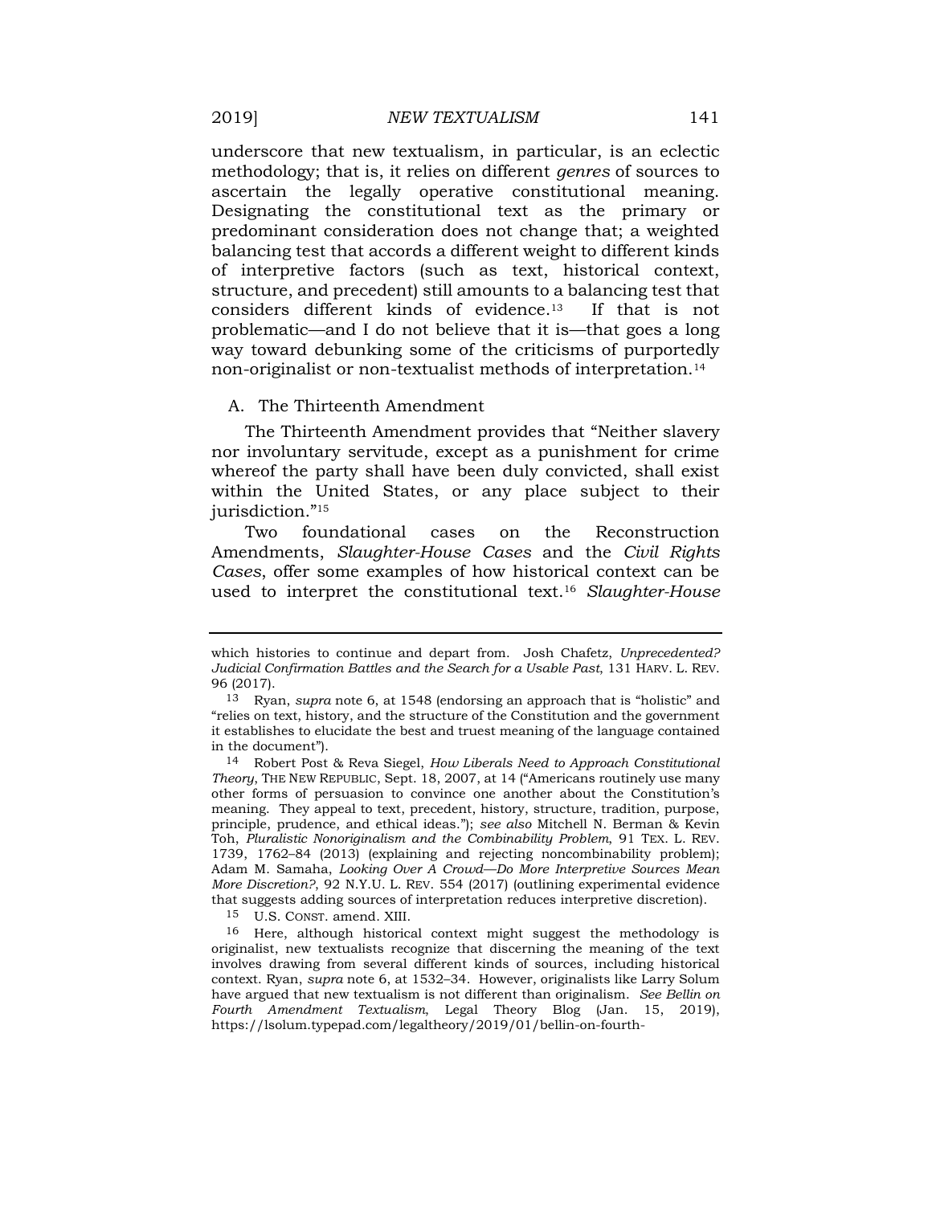underscore that new textualism, in particular, is an eclectic methodology; that is, it relies on different *genres* of sources to ascertain the legally operative constitutional meaning. Designating the constitutional text as the primary or predominant consideration does not change that; a weighted balancing test that accords a different weight to different kinds of interpretive factors (such as text, historical context, structure, and precedent) still amounts to a balancing test that considers different kinds of evidence.[13] If that is not problematic—and I do not believe that it is—that goes a long way toward debunking some of the criticisms of purportedly non-originalist or non-textualist methods of interpretation.[14]

### A. The Thirteenth Amendment

The Thirteenth Amendment provides that "Neither slavery nor involuntary servitude, except as a punishment for crime whereof the party shall have been duly convicted, shall exist within the United States, or any place subject to their jurisdiction."[15]

Two foundational cases on the Reconstruction Amendments, *Slaughter-House Cases* and the *Civil Rights Cases*, offer some examples of how historical context can be used to interpret the constitutional text.[16] *Slaughter-House*

---

which histories to continue and depart from. Josh Chafetz, *Unprecedented? Judicial Confirmation Battles and the Search for a Usable Past*, 131 HARV. L. REV. 96 (2017).

[13] Ryan, *supra* note 6, at 1548 (endorsing an approach that is "holistic" and "relies on text, history, and the structure of the Constitution and the government it establishes to elucidate the best and truest meaning of the language contained in the document").

[14] Robert Post & Reva Siegel, *How Liberals Need to Approach Constitutional Theory*, THE NEW REPUBLIC, Sept. 18, 2007, at 14 ("Americans routinely use many other forms of persuasion to convince one another about the Constitution's meaning. They appeal to text, precedent, history, structure, tradition, purpose, principle, prudence, and ethical ideas."); *see also* Mitchell N. Berman & Kevin Toh, *Pluralistic Nonoriginalism and the Combinability Problem*, 91 TEX. L. REV. 1739, 1762–84 (2013) (explaining and rejecting noncombinability problem); Adam M. Samaha, *Looking Over A Crowd—Do More Interpretive Sources Mean More Discretion?*, 92 N.Y.U. L. REV. 554 (2017) (outlining experimental evidence that suggests adding sources of interpretation reduces interpretive discretion).

[15] U.S. CONST. amend. XIII.

[16] Here, although historical context might suggest the methodology is originalist, new textualists recognize that discerning the meaning of the text involves drawing from several different kinds of sources, including historical context. Ryan, *supra* note 6, at 1532–34. However, originalists like Larry Solum have argued that new textualism is not different than originalism. *See Bellin on Fourth Amendment Textualism*, Legal Theory Blog (Jan. 15, 2019), https://lsolum.typepad.com/legaltheory/2019/01/bellin-on-fourth-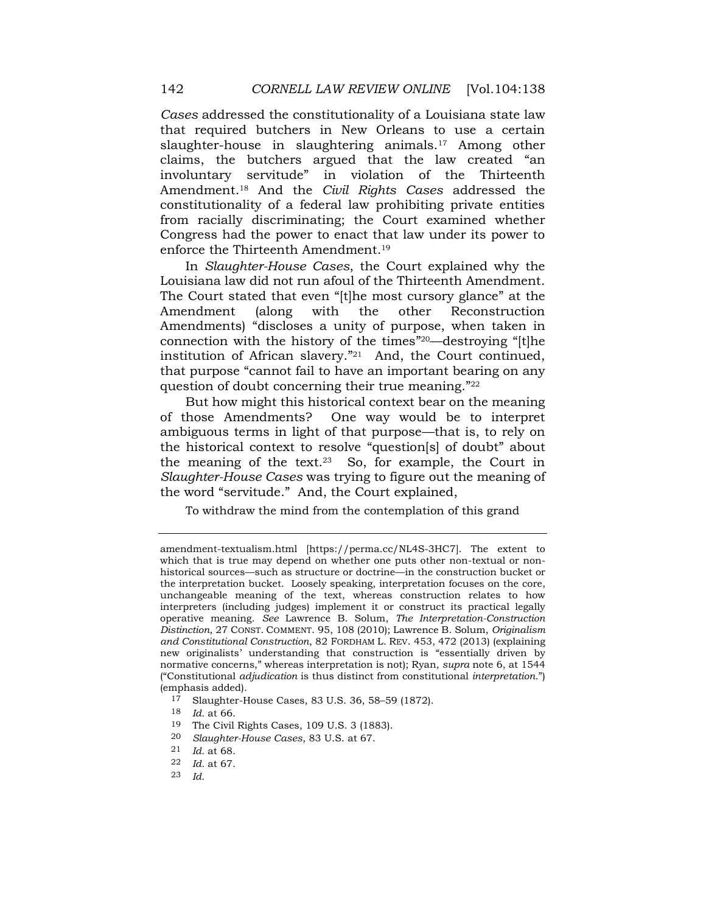*Cases* addressed the constitutionality of a Louisiana state law that required butchers in New Orleans to use a certain slaughter-house in slaughtering animals.[17] Among other claims, the butchers argued that the law created "an involuntary servitude" in violation of the Thirteenth Amendment.[18] And the *Civil Rights Cases* addressed the constitutionality of a federal law prohibiting private entities from racially discriminating; the Court examined whether Congress had the power to enact that law under its power to enforce the Thirteenth Amendment.[19]

In *Slaughter-House Cases*, the Court explained why the Louisiana law did not run afoul of the Thirteenth Amendment. The Court stated that even "[t]he most cursory glance" at the Amendment (along with the other Reconstruction Amendments) "discloses a unity of purpose, when taken in connection with the history of the times"[20]—destroying "[t]he institution of African slavery."[21] And, the Court continued, that purpose "cannot fail to have an important bearing on any question of doubt concerning their true meaning."[22]

But how might this historical context bear on the meaning of those Amendments? One way would be to interpret ambiguous terms in light of that purpose—that is, to rely on the historical context to resolve "question[s] of doubt" about the meaning of the text.[23] So, for example, the Court in *Slaughter-House Cases* was trying to figure out the meaning of the word "servitude." And, the Court explained,

To withdraw the mind from the contemplation of this grand

---

amendment-textualism.html [https://perma.cc/NL4S-3HC7]. The extent to which that is true may depend on whether one puts other non-textual or non-historical sources—such as structure or doctrine—in the construction bucket or the interpretation bucket. Loosely speaking, interpretation focuses on the core, unchangeable meaning of the text, whereas construction relates to how interpreters (including judges) implement it or construct its practical legally operative meaning. *See* Lawrence B. Solum, *The Interpretation-Construction Distinction*, 27 CONST. COMMENT. 95, 108 (2010); Lawrence B. Solum, *Originalism and Constitutional Construction*, 82 FORDHAM L. REV. 453, 472 (2013) (explaining new originalists' understanding that construction is "essentially driven by normative concerns," whereas interpretation is not); Ryan, *supra* note 6, at 1544 ("Constitutional *adjudication* is thus distinct from constitutional *interpretation*.") (emphasis added).

17 Slaughter-House Cases, 83 U.S. 36, 58–59 (1872).

18 *Id.* at 66.

19 The Civil Rights Cases, 109 U.S. 3 (1883).

20 *Slaughter-House Cases*, 83 U.S. at 67.

21 *Id.* at 68.

22 *Id.* at 67.

23 *Id.*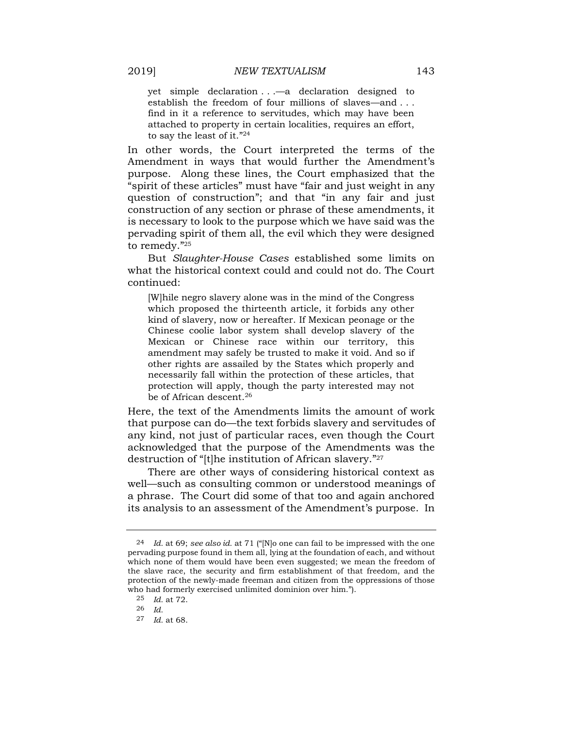> yet simple declaration . . .—a declaration designed to establish the freedom of four millions of slaves—and . . . find in it a reference to servitudes, which may have been attached to property in certain localities, requires an effort, to say the least of it."[24]

In other words, the Court interpreted the terms of the Amendment in ways that would further the Amendment's purpose. Along these lines, the Court emphasized that the "spirit of these articles" must have "fair and just weight in any question of construction"; and that "in any fair and just construction of any section or phrase of these amendments, it is necessary to look to the purpose which we have said was the pervading spirit of them all, the evil which they were designed to remedy."[25]

But *Slaughter-House Cases* established some limits on what the historical context could and could not do. The Court continued:

> [W]hile negro slavery alone was in the mind of the Congress which proposed the thirteenth article, it forbids any other kind of slavery, now or hereafter. If Mexican peonage or the Chinese coolie labor system shall develop slavery of the Mexican or Chinese race within our territory, this amendment may safely be trusted to make it void. And so if other rights are assailed by the States which properly and necessarily fall within the protection of these articles, that protection will apply, though the party interested may not be of African descent.[26]

Here, the text of the Amendments limits the amount of work that purpose can do—the text forbids slavery and servitudes of any kind, not just of particular races, even though the Court acknowledged that the purpose of the Amendments was the destruction of "[t]he institution of African slavery."[27]

There are other ways of considering historical context as well—such as consulting common or understood meanings of a phrase. The Court did some of that too and again anchored its analysis to an assessment of the Amendment's purpose. In

---

[24] *Id.* at 69; *see also id.* at 71 ("[N]o one can fail to be impressed with the one pervading purpose found in them all, lying at the foundation of each, and without which none of them would have been even suggested; we mean the freedom of the slave race, the security and firm establishment of that freedom, and the protection of the newly-made freeman and citizen from the oppressions of those who had formerly exercised unlimited dominion over him.").

[25] *Id.* at 72.

[26] *Id.*

[27] *Id.* at 68.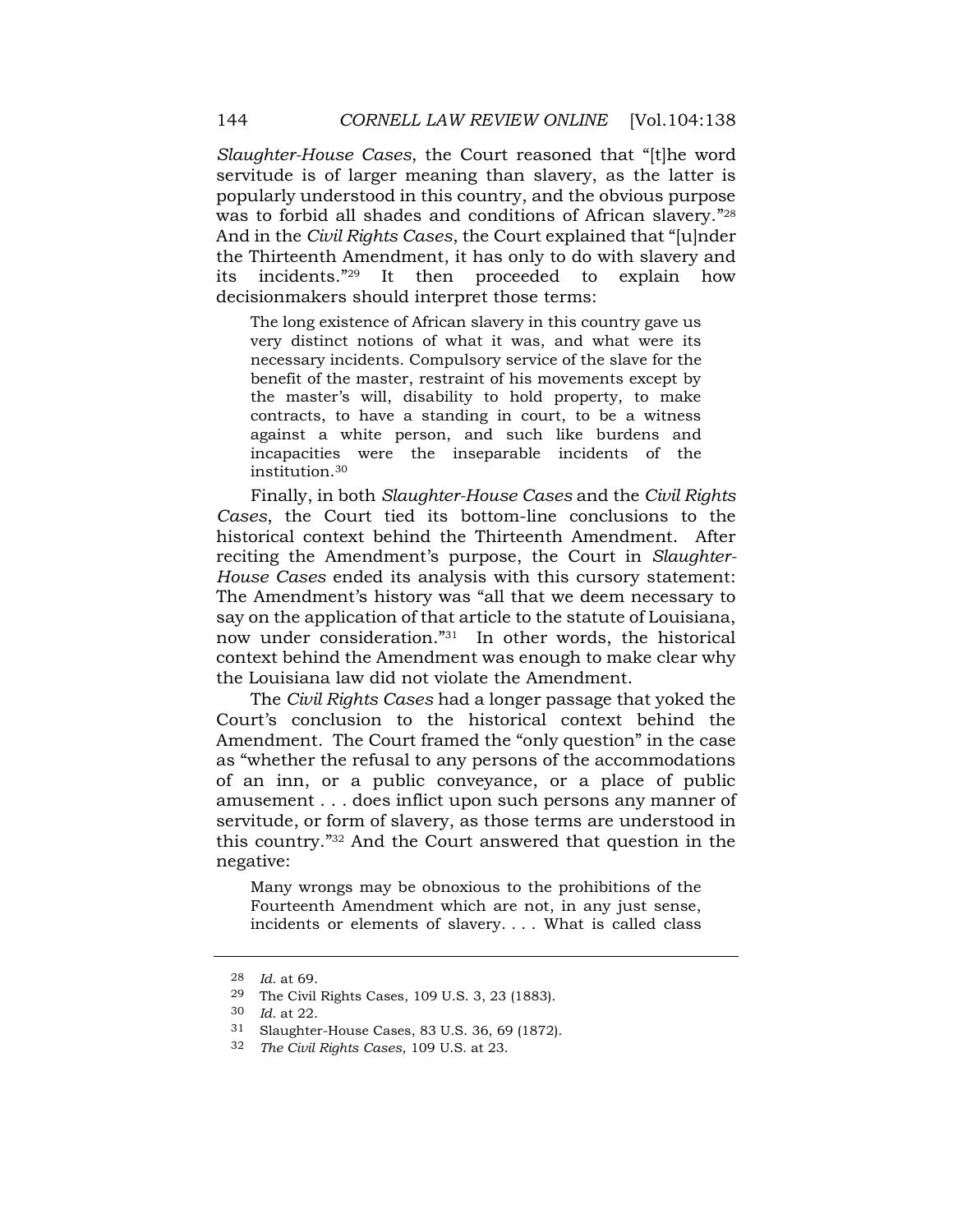*Slaughter-House Cases*, the Court reasoned that "[t]he word servitude is of larger meaning than slavery, as the latter is popularly understood in this country, and the obvious purpose was to forbid all shades and conditions of African slavery."[28] And in the *Civil Rights Cases*, the Court explained that "[u]nder the Thirteenth Amendment, it has only to do with slavery and its incidents."[29] It then proceeded to explain how decisionmakers should interpret those terms:

> The long existence of African slavery in this country gave us very distinct notions of what it was, and what were its necessary incidents. Compulsory service of the slave for the benefit of the master, restraint of his movements except by the master's will, disability to hold property, to make contracts, to have a standing in court, to be a witness against a white person, and such like burdens and incapacities were the inseparable incidents of the institution.[30]

Finally, in both *Slaughter-House Cases* and the *Civil Rights Cases*, the Court tied its bottom-line conclusions to the historical context behind the Thirteenth Amendment. After reciting the Amendment's purpose, the Court in *Slaughter-House Cases* ended its analysis with this cursory statement: The Amendment's history was "all that we deem necessary to say on the application of that article to the statute of Louisiana, now under consideration."[31] In other words, the historical context behind the Amendment was enough to make clear why the Louisiana law did not violate the Amendment.

The *Civil Rights Cases* had a longer passage that yoked the Court's conclusion to the historical context behind the Amendment. The Court framed the "only question" in the case as "whether the refusal to any persons of the accommodations of an inn, or a public conveyance, or a place of public amusement . . . does inflict upon such persons any manner of servitude, or form of slavery, as those terms are understood in this country."[32] And the Court answered that question in the negative:

> Many wrongs may be obnoxious to the prohibitions of the Fourteenth Amendment which are not, in any just sense, incidents or elements of slavery. . . . What is called class

---

28 *Id.* at 69.

29 The Civil Rights Cases, 109 U.S. 3, 23 (1883).

30 *Id.* at 22.

31 Slaughter-House Cases, 83 U.S. 36, 69 (1872).

32 *The Civil Rights Cases*, 109 U.S. at 23.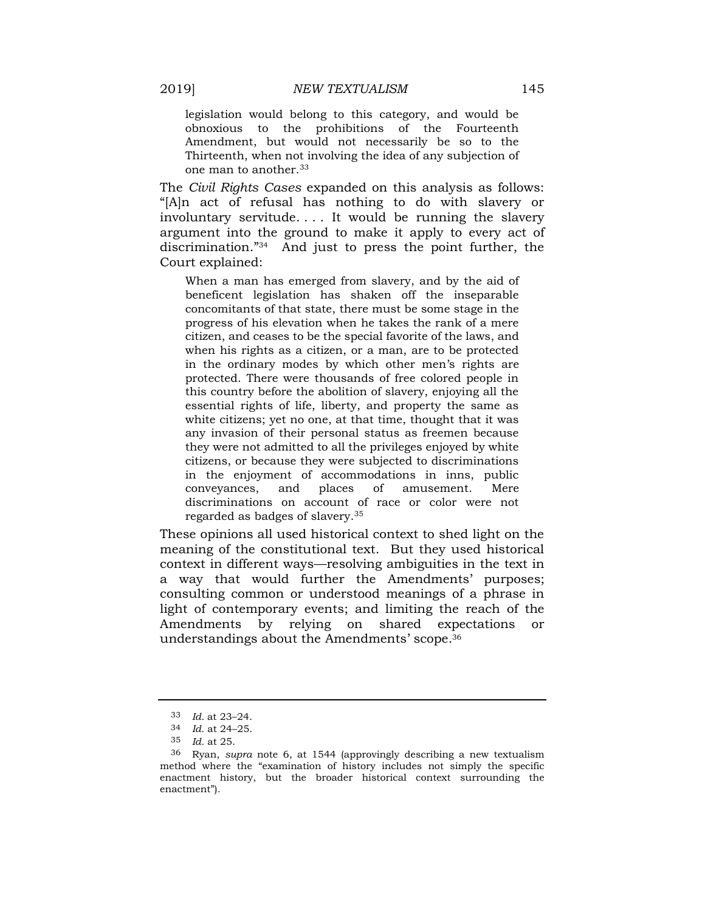> legislation would belong to this category, and would be obnoxious to the prohibitions of the Fourteenth Amendment, but would not necessarily be so to the Thirteenth, when not involving the idea of any subjection of one man to another.[33]

The *Civil Rights Cases* expanded on this analysis as follows: "[A]n act of refusal has nothing to do with slavery or involuntary servitude. . . . It would be running the slavery argument into the ground to make it apply to every act of discrimination."[34] And just to press the point further, the Court explained:

> When a man has emerged from slavery, and by the aid of beneficent legislation has shaken off the inseparable concomitants of that state, there must be some stage in the progress of his elevation when he takes the rank of a mere citizen, and ceases to be the special favorite of the laws, and when his rights as a citizen, or a man, are to be protected in the ordinary modes by which other men's rights are protected. There were thousands of free colored people in this country before the abolition of slavery, enjoying all the essential rights of life, liberty, and property the same as white citizens; yet no one, at that time, thought that it was any invasion of their personal status as freemen because they were not admitted to all the privileges enjoyed by white citizens, or because they were subjected to discriminations in the enjoyment of accommodations in inns, public conveyances, and places of amusement. Mere discriminations on account of race or color were not regarded as badges of slavery.[35]

These opinions all used historical context to shed light on the meaning of the constitutional text. But they used historical context in different ways—resolving ambiguities in the text in a way that would further the Amendments' purposes; consulting common or understood meanings of a phrase in light of contemporary events; and limiting the reach of the Amendments by relying on shared expectations or understandings about the Amendments' scope.[36]

---

33 *Id.* at 23–24.

34 *Id.* at 24–25.

35 *Id.* at 25.

36 Ryan, *supra* note 6, at 1544 (approvingly describing a new textualism method where the "examination of history includes not simply the specific enactment history, but the broader historical context surrounding the enactment").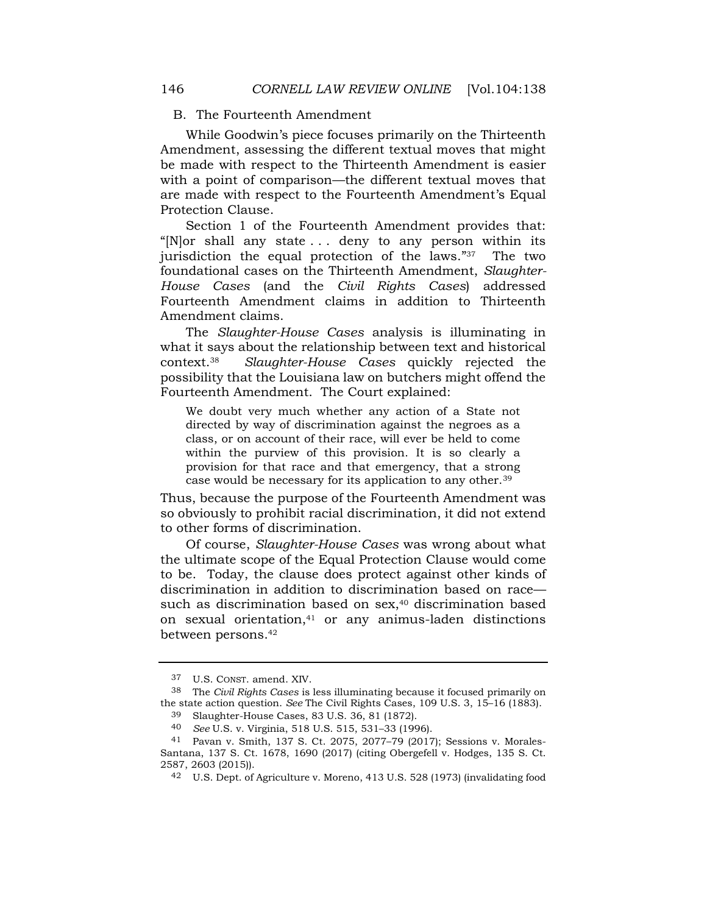## B. The Fourteenth Amendment

While Goodwin's piece focuses primarily on the Thirteenth Amendment, assessing the different textual moves that might be made with respect to the Thirteenth Amendment is easier with a point of comparison—the different textual moves that are made with respect to the Fourteenth Amendment's Equal Protection Clause.

Section 1 of the Fourteenth Amendment provides that: "[N]or shall any state . . . deny to any person within its jurisdiction the equal protection of the laws."[37] The two foundational cases on the Thirteenth Amendment, *Slaughter-House Cases* (and the *Civil Rights Cases*) addressed Fourteenth Amendment claims in addition to Thirteenth Amendment claims.

The *Slaughter-House Cases* analysis is illuminating in what it says about the relationship between text and historical context.[38] *Slaughter-House Cases* quickly rejected the possibility that the Louisiana law on butchers might offend the Fourteenth Amendment. The Court explained:

> We doubt very much whether any action of a State not directed by way of discrimination against the negroes as a class, or on account of their race, will ever be held to come within the purview of this provision. It is so clearly a provision for that race and that emergency, that a strong case would be necessary for its application to any other.[39]

Thus, because the purpose of the Fourteenth Amendment was so obviously to prohibit racial discrimination, it did not extend to other forms of discrimination.

Of course, *Slaughter-House Cases* was wrong about what the ultimate scope of the Equal Protection Clause would come to be. Today, the clause does protect against other kinds of discrimination in addition to discrimination based on race—such as discrimination based on sex,[40] discrimination based on sexual orientation,[41] or any animus-laden distinctions between persons.[42]

---

37 U.S. CONST. amend. XIV.

38 The *Civil Rights Cases* is less illuminating because it focused primarily on the state action question. *See* The Civil Rights Cases, 109 U.S. 3, 15–16 (1883).

39 Slaughter-House Cases, 83 U.S. 36, 81 (1872).

40 *See* U.S. v. Virginia, 518 U.S. 515, 531–33 (1996).

41 Pavan v. Smith, 137 S. Ct. 2075, 2077–79 (2017); Sessions v. Morales-Santana, 137 S. Ct. 1678, 1690 (2017) (citing Obergefell v. Hodges, 135 S. Ct. 2587, 2603 (2015)).

42 U.S. Dept. of Agriculture v. Moreno, 413 U.S. 528 (1973) (invalidating food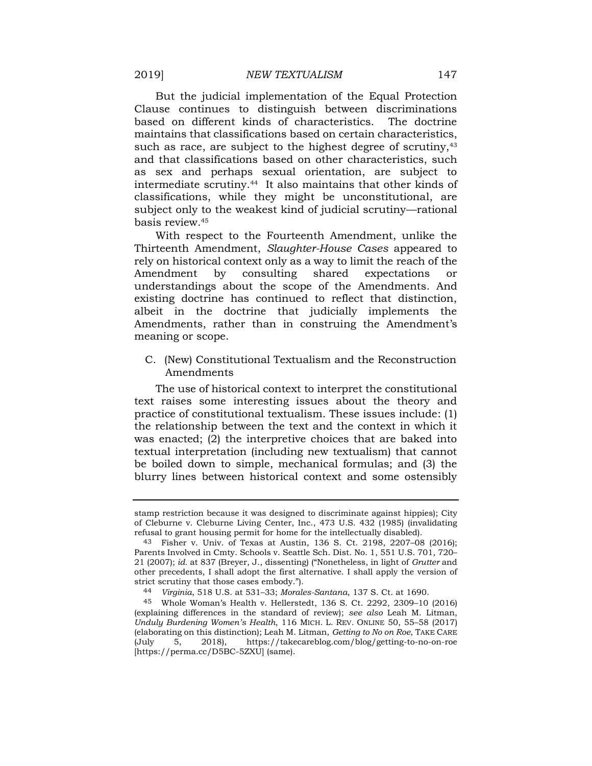But the judicial implementation of the Equal Protection Clause continues to distinguish between discriminations based on different kinds of characteristics. The doctrine maintains that classifications based on certain characteristics, such as race, are subject to the highest degree of scrutiny,[43] and that classifications based on other characteristics, such as sex and perhaps sexual orientation, are subject to intermediate scrutiny.[44] It also maintains that other kinds of classifications, while they might be unconstitutional, are subject only to the weakest kind of judicial scrutiny—rational basis review.[45]

With respect to the Fourteenth Amendment, unlike the Thirteenth Amendment, *Slaughter-House Cases* appeared to rely on historical context only as a way to limit the reach of the Amendment by consulting shared expectations or understandings about the scope of the Amendments. And existing doctrine has continued to reflect that distinction, albeit in the doctrine that judicially implements the Amendments, rather than in construing the Amendment's meaning or scope.

### C. (New) Constitutional Textualism and the Reconstruction Amendments

The use of historical context to interpret the constitutional text raises some interesting issues about the theory and practice of constitutional textualism. These issues include: (1) the relationship between the text and the context in which it was enacted; (2) the interpretive choices that are baked into textual interpretation (including new textualism) that cannot be boiled down to simple, mechanical formulas; and (3) the blurry lines between historical context and some ostensibly

---

stamp restriction because it was designed to discriminate against hippies); City of Cleburne v. Cleburne Living Center, Inc., 473 U.S. 432 (1985) (invalidating refusal to grant housing permit for home for the intellectually disabled).

[43] Fisher v. Univ. of Texas at Austin, 136 S. Ct. 2198, 2207–08 (2016); Parents Involved in Cmty. Schools v. Seattle Sch. Dist. No. 1, 551 U.S. 701, 720–21 (2007); *id.* at 837 (Breyer, J., dissenting) ("Nonetheless, in light of *Grutter* and other precedents, I shall adopt the first alternative. I shall apply the version of strict scrutiny that those cases embody.").

[44] *Virginia*, 518 U.S. at 531–33; *Morales-Santana*, 137 S. Ct. at 1690.

[45] Whole Woman's Health v. Hellerstedt, 136 S. Ct. 2292, 2309–10 (2016) (explaining differences in the standard of review); *see also* Leah M. Litman, *Unduly Burdening Women's Health*, 116 MICH. L. REV. ONLINE 50, 55–58 (2017) (elaborating on this distinction); Leah M. Litman, *Getting to No on Roe*, TAKE CARE (July 5, 2018), https://takecareblog.com/blog/getting-to-no-on-roe [https://perma.cc/D5BC-5ZXU] (same).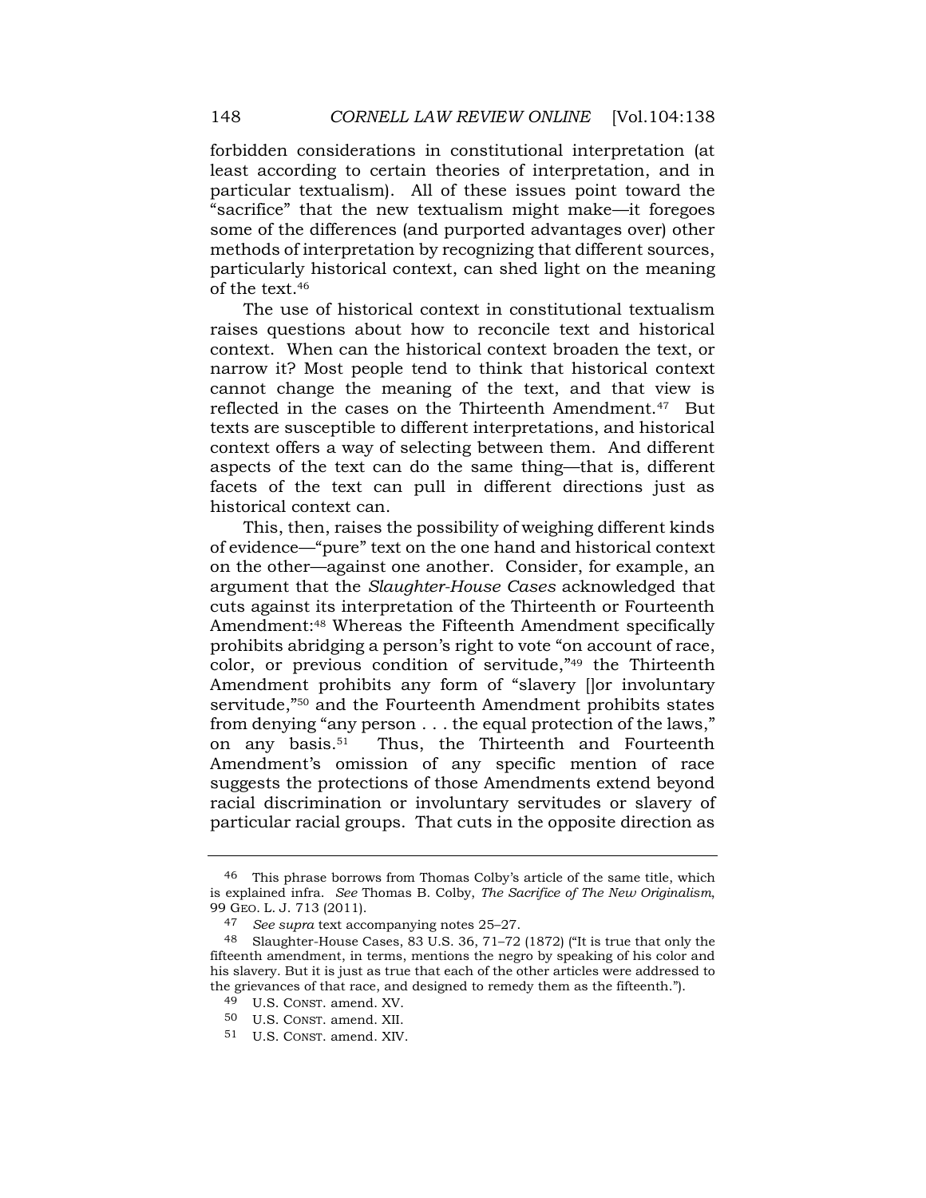forbidden considerations in constitutional interpretation (at least according to certain theories of interpretation, and in particular textualism). All of these issues point toward the "sacrifice" that the new textualism might make—it foregoes some of the differences (and purported advantages over) other methods of interpretation by recognizing that different sources, particularly historical context, can shed light on the meaning of the text.[46]

The use of historical context in constitutional textualism raises questions about how to reconcile text and historical context. When can the historical context broaden the text, or narrow it? Most people tend to think that historical context cannot change the meaning of the text, and that view is reflected in the cases on the Thirteenth Amendment.[47] But texts are susceptible to different interpretations, and historical context offers a way of selecting between them. And different aspects of the text can do the same thing—that is, different facets of the text can pull in different directions just as historical context can.

This, then, raises the possibility of weighing different kinds of evidence—"pure" text on the one hand and historical context on the other—against one another. Consider, for example, an argument that the *Slaughter-House Cases* acknowledged that cuts against its interpretation of the Thirteenth or Fourteenth Amendment:[48] Whereas the Fifteenth Amendment specifically prohibits abridging a person's right to vote "on account of race, color, or previous condition of servitude,"[49] the Thirteenth Amendment prohibits any form of "slavery []or involuntary servitude,"[50] and the Fourteenth Amendment prohibits states from denying "any person . . . the equal protection of the laws," on any basis.[51] Thus, the Thirteenth and Fourteenth Amendment's omission of any specific mention of race suggests the protections of those Amendments extend beyond racial discrimination or involuntary servitudes or slavery of particular racial groups. That cuts in the opposite direction as

---

[46] This phrase borrows from Thomas Colby's article of the same title, which is explained infra. *See* Thomas B. Colby, *The Sacrifice of The New Originalism*, 99 GEO. L. J. 713 (2011).

[47] *See supra* text accompanying notes 25–27.

[48] Slaughter-House Cases, 83 U.S. 36, 71–72 (1872) ("It is true that only the fifteenth amendment, in terms, mentions the negro by speaking of his color and his slavery. But it is just as true that each of the other articles were addressed to the grievances of that race, and designed to remedy them as the fifteenth.").

[49] U.S. CONST. amend. XV.

[50] U.S. CONST. amend. XII.

[51] U.S. CONST. amend. XIV.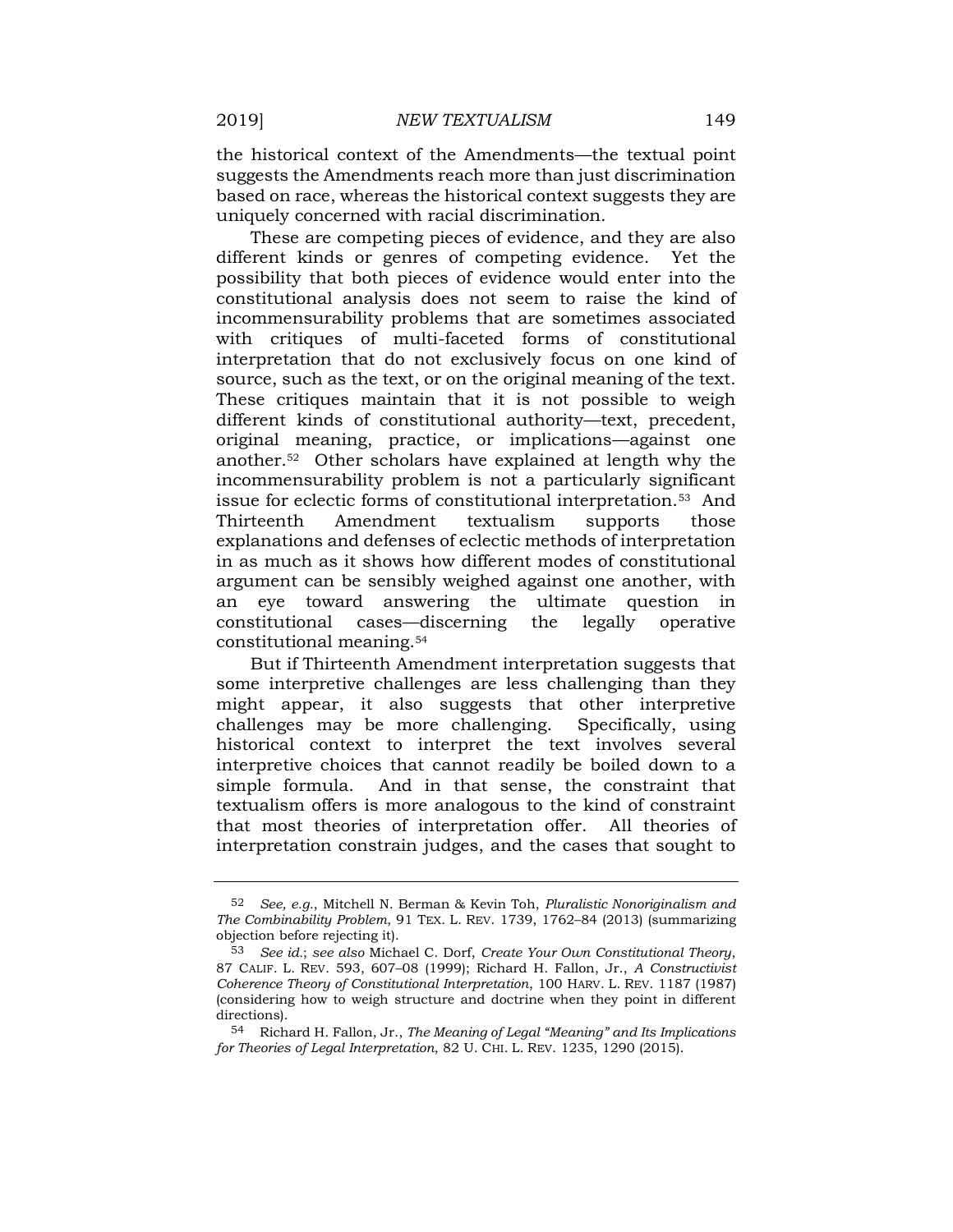the historical context of the Amendments—the textual point suggests the Amendments reach more than just discrimination based on race, whereas the historical context suggests they are uniquely concerned with racial discrimination.

These are competing pieces of evidence, and they are also different kinds or genres of competing evidence. Yet the possibility that both pieces of evidence would enter into the constitutional analysis does not seem to raise the kind of incommensurability problems that are sometimes associated with critiques of multi-faceted forms of constitutional interpretation that do not exclusively focus on one kind of source, such as the text, or on the original meaning of the text. These critiques maintain that it is not possible to weigh different kinds of constitutional authority—text, precedent, original meaning, practice, or implications—against one another.[52] Other scholars have explained at length why the incommensurability problem is not a particularly significant issue for eclectic forms of constitutional interpretation.[53] And Thirteenth Amendment textualism supports those explanations and defenses of eclectic methods of interpretation in as much as it shows how different modes of constitutional argument can be sensibly weighed against one another, with an eye toward answering the ultimate question in constitutional cases—discerning the legally operative constitutional meaning.[54]

But if Thirteenth Amendment interpretation suggests that some interpretive challenges are less challenging than they might appear, it also suggests that other interpretive challenges may be more challenging. Specifically, using historical context to interpret the text involves several interpretive choices that cannot readily be boiled down to a simple formula. And in that sense, the constraint that textualism offers is more analogous to the kind of constraint that most theories of interpretation offer. All theories of interpretation constrain judges, and the cases that sought to

---

52 *See, e.g.*, Mitchell N. Berman & Kevin Toh, *Pluralistic Nonoriginalism and The Combinability Problem*, 91 TEX. L. REV. 1739, 1762–84 (2013) (summarizing objection before rejecting it).

53 *See id.*; *see also* Michael C. Dorf, *Create Your Own Constitutional Theory*, 87 CALIF. L. REV. 593, 607–08 (1999); Richard H. Fallon, Jr., *A Constructivist Coherence Theory of Constitutional Interpretation*, 100 HARV. L. REV. 1187 (1987) (considering how to weigh structure and doctrine when they point in different directions).

54 Richard H. Fallon, Jr., *The Meaning of Legal "Meaning" and Its Implications for Theories of Legal Interpretation*, 82 U. CHI. L. REV. 1235, 1290 (2015).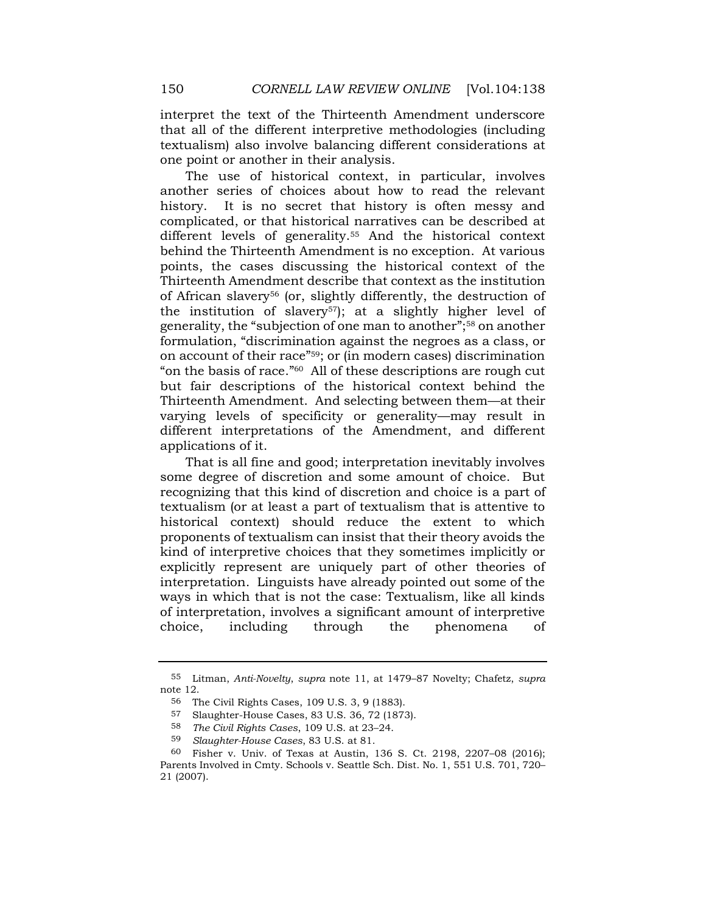interpret the text of the Thirteenth Amendment underscore that all of the different interpretive methodologies (including textualism) also involve balancing different considerations at one point or another in their analysis.

The use of historical context, in particular, involves another series of choices about how to read the relevant history. It is no secret that history is often messy and complicated, or that historical narratives can be described at different levels of generality.[55] And the historical context behind the Thirteenth Amendment is no exception. At various points, the cases discussing the historical context of the Thirteenth Amendment describe that context as the institution of African slavery[56] (or, slightly differently, the destruction of the institution of slavery[57]); at a slightly higher level of generality, the "subjection of one man to another";[58] on another formulation, "discrimination against the negroes as a class, or on account of their race"[59]; or (in modern cases) discrimination "on the basis of race."[60] All of these descriptions are rough cut but fair descriptions of the historical context behind the Thirteenth Amendment. And selecting between them—at their varying levels of specificity or generality—may result in different interpretations of the Amendment, and different applications of it.

That is all fine and good; interpretation inevitably involves some degree of discretion and some amount of choice. But recognizing that this kind of discretion and choice is a part of textualism (or at least a part of textualism that is attentive to historical context) should reduce the extent to which proponents of textualism can insist that their theory avoids the kind of interpretive choices that they sometimes implicitly or explicitly represent are uniquely part of other theories of interpretation. Linguists have already pointed out some of the ways in which that is not the case: Textualism, like all kinds of interpretation, involves a significant amount of interpretive choice, including through the phenomena of

---

55 Litman, *Anti-Novelty*, *supra* note 11, at 1479–87 Novelty; Chafetz, *supra* note 12.

56 The Civil Rights Cases, 109 U.S. 3, 9 (1883).

57 Slaughter-House Cases, 83 U.S. 36, 72 (1873).

58 *The Civil Rights Cases*, 109 U.S. at 23–24.

59 *Slaughter-House Cases*, 83 U.S. at 81.

60 Fisher v. Univ. of Texas at Austin, 136 S. Ct. 2198, 2207–08 (2016); Parents Involved in Cmty. Schools v. Seattle Sch. Dist. No. 1, 551 U.S. 701, 720–21 (2007).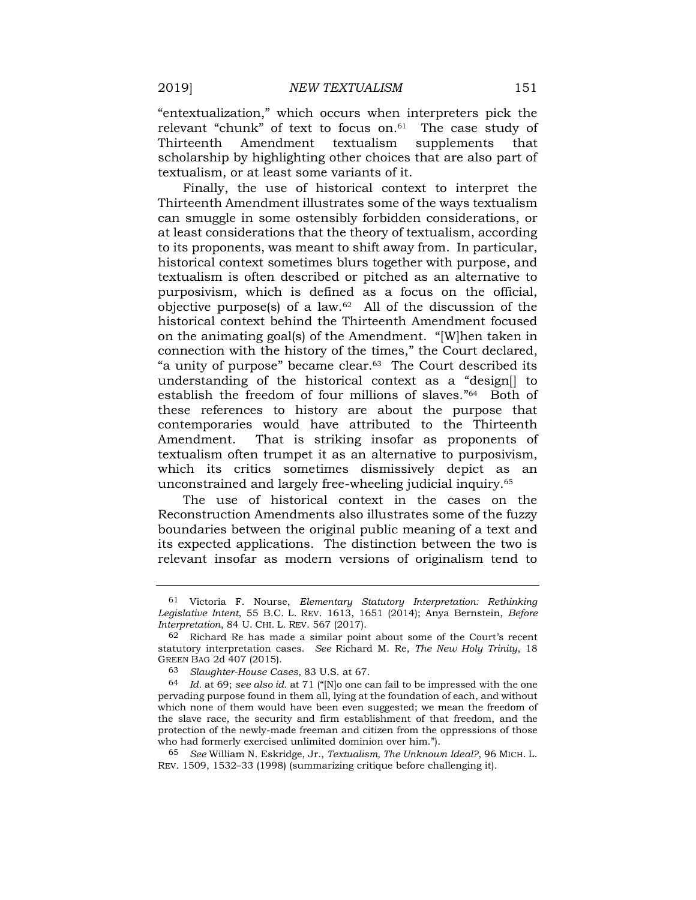"entextualization," which occurs when interpreters pick the relevant "chunk" of text to focus on.[61] The case study of Thirteenth Amendment textualism supplements that scholarship by highlighting other choices that are also part of textualism, or at least some variants of it.

Finally, the use of historical context to interpret the Thirteenth Amendment illustrates some of the ways textualism can smuggle in some ostensibly forbidden considerations, or at least considerations that the theory of textualism, according to its proponents, was meant to shift away from. In particular, historical context sometimes blurs together with purpose, and textualism is often described or pitched as an alternative to purposivism, which is defined as a focus on the official, objective purpose(s) of a law.[62] All of the discussion of the historical context behind the Thirteenth Amendment focused on the animating goal(s) of the Amendment. "[W]hen taken in connection with the history of the times," the Court declared, "a unity of purpose" became clear.[63] The Court described its understanding of the historical context as a "design[] to establish the freedom of four millions of slaves."[64] Both of these references to history are about the purpose that contemporaries would have attributed to the Thirteenth Amendment. That is striking insofar as proponents of textualism often trumpet it as an alternative to purposivism, which its critics sometimes dismissively depict as an unconstrained and largely free-wheeling judicial inquiry.[65]

The use of historical context in the cases on the Reconstruction Amendments also illustrates some of the fuzzy boundaries between the original public meaning of a text and its expected applications. The distinction between the two is relevant insofar as modern versions of originalism tend to

---

61 Victoria F. Nourse, *Elementary Statutory Interpretation: Rethinking Legislative Intent*, 55 B.C. L. REV. 1613, 1651 (2014); Anya Bernstein, *Before Interpretation*, 84 U. CHI. L. REV. 567 (2017).

62 Richard Re has made a similar point about some of the Court's recent statutory interpretation cases. *See* Richard M. Re, *The New Holy Trinity*, 18 GREEN BAG 2d 407 (2015).

63 *Slaughter-House Cases*, 83 U.S. at 67.

64 *Id.* at 69; *see also id.* at 71 ("[N]o one can fail to be impressed with the one pervading purpose found in them all, lying at the foundation of each, and without which none of them would have been even suggested; we mean the freedom of the slave race, the security and firm establishment of that freedom, and the protection of the newly-made freeman and citizen from the oppressions of those who had formerly exercised unlimited dominion over him.").

65 *See* William N. Eskridge, Jr., *Textualism, The Unknown Ideal?*, 96 MICH. L. REV. 1509, 1532–33 (1998) (summarizing critique before challenging it).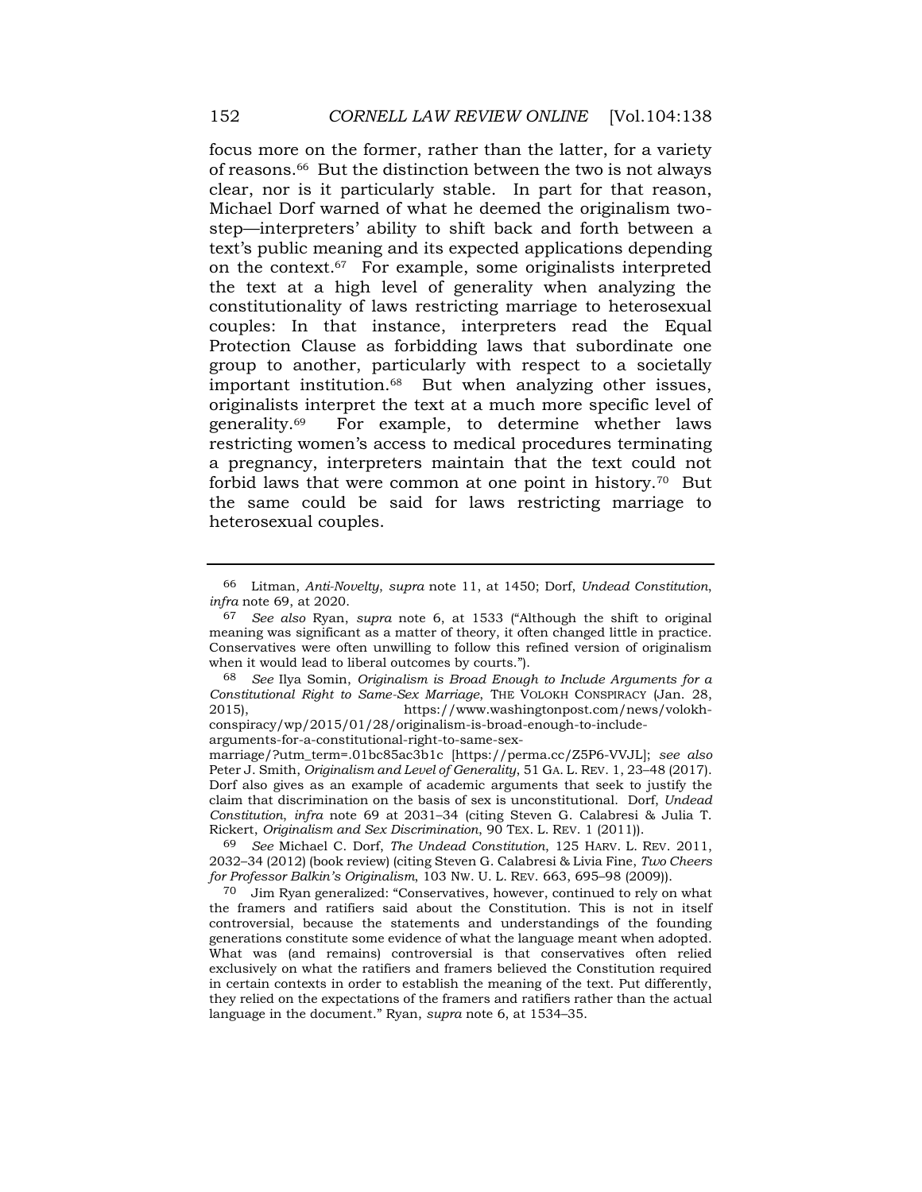focus more on the former, rather than the latter, for a variety of reasons.[66] But the distinction between the two is not always clear, nor is it particularly stable. In part for that reason, Michael Dorf warned of what he deemed the originalism two-step—interpreters' ability to shift back and forth between a text's public meaning and its expected applications depending on the context.[67] For example, some originalists interpreted the text at a high level of generality when analyzing the constitutionality of laws restricting marriage to heterosexual couples: In that instance, interpreters read the Equal Protection Clause as forbidding laws that subordinate one group to another, particularly with respect to a societally important institution.[68] But when analyzing other issues, originalists interpret the text at a much more specific level of generality.[69] For example, to determine whether laws restricting women's access to medical procedures terminating a pregnancy, interpreters maintain that the text could not forbid laws that were common at one point in history.[70] But the same could be said for laws restricting marriage to heterosexual couples.

---

[66] Litman, *Anti-Novelty*, *supra* note 11, at 1450; Dorf, *Undead Constitution*, *infra* note 69, at 2020.

[67] *See also* Ryan, *supra* note 6, at 1533 ("Although the shift to original meaning was significant as a matter of theory, it often changed little in practice. Conservatives were often unwilling to follow this refined version of originalism when it would lead to liberal outcomes by courts.").

[68] *See* Ilya Somin, *Originalism is Broad Enough to Include Arguments for a Constitutional Right to Same-Sex Marriage*, THE VOLOKH CONSPIRACY (Jan. 28, 2015), https://www.washingtonpost.com/news/volokh-conspiracy/wp/2015/01/28/originalism-is-broad-enough-to-include-arguments-for-a-constitutional-right-to-same-sex-marriage/?utm_term=.01bc85ac3b1c [https://perma.cc/Z5P6-VVJL]; *see also* Peter J. Smith, *Originalism and Level of Generality*, 51 GA. L. REV. 1, 23–48 (2017). Dorf also gives as an example of academic arguments that seek to justify the claim that discrimination on the basis of sex is unconstitutional. Dorf, *Undead Constitution*, *infra* note 69 at 2031–34 (citing Steven G. Calabresi & Julia T. Rickert, *Originalism and Sex Discrimination*, 90 TEX. L. REV. 1 (2011)).

[69] *See* Michael C. Dorf, *The Undead Constitution*, 125 HARV. L. REV. 2011, 2032–34 (2012) (book review) (citing Steven G. Calabresi & Livia Fine, *Two Cheers for Professor Balkin's Originalism*, 103 NW. U. L. REV. 663, 695–98 (2009)).

[70] Jim Ryan generalized: "Conservatives, however, continued to rely on what the framers and ratifiers said about the Constitution. This is not in itself controversial, because the statements and understandings of the founding generations constitute some evidence of what the language meant when adopted. What was (and remains) controversial is that conservatives often relied exclusively on what the ratifiers and framers believed the Constitution required in certain contexts in order to establish the meaning of the text. Put differently, they relied on the expectations of the framers and ratifiers rather than the actual language in the document." Ryan, *supra* note 6, at 1534–35.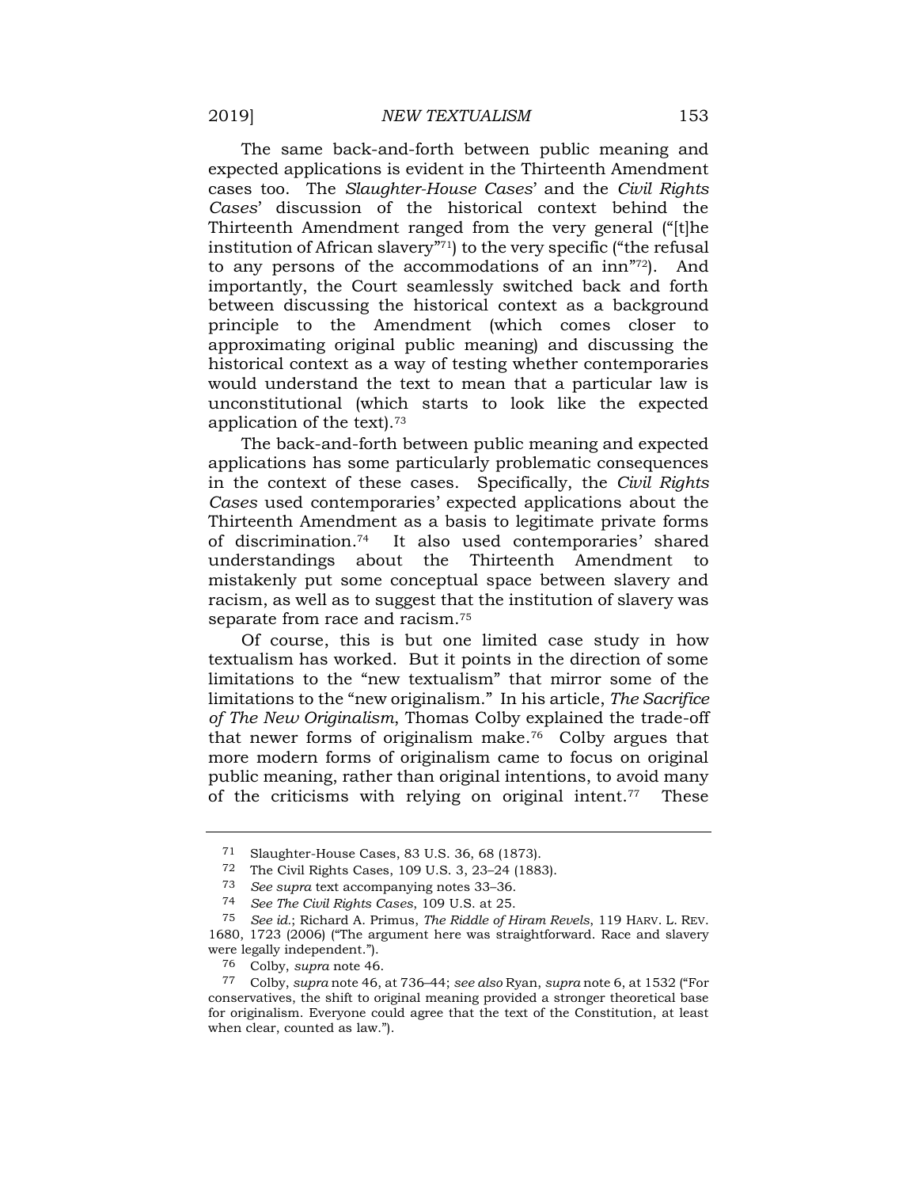The same back-and-forth between public meaning and expected applications is evident in the Thirteenth Amendment cases too. The *Slaughter-House Cases*' and the *Civil Rights Cases*' discussion of the historical context behind the Thirteenth Amendment ranged from the very general ("[t]he institution of African slavery"[71]) to the very specific ("the refusal to any persons of the accommodations of an inn"[72]). And importantly, the Court seamlessly switched back and forth between discussing the historical context as a background principle to the Amendment (which comes closer to approximating original public meaning) and discussing the historical context as a way of testing whether contemporaries would understand the text to mean that a particular law is unconstitutional (which starts to look like the expected application of the text).[73]

The back-and-forth between public meaning and expected applications has some particularly problematic consequences in the context of these cases. Specifically, the *Civil Rights Cases* used contemporaries' expected applications about the Thirteenth Amendment as a basis to legitimate private forms of discrimination.[74] It also used contemporaries' shared understandings about the Thirteenth Amendment to mistakenly put some conceptual space between slavery and racism, as well as to suggest that the institution of slavery was separate from race and racism.[75]

Of course, this is but one limited case study in how textualism has worked. But it points in the direction of some limitations to the "new textualism" that mirror some of the limitations to the "new originalism." In his article, *The Sacrifice of The New Originalism*, Thomas Colby explained the trade-off that newer forms of originalism make.[76] Colby argues that more modern forms of originalism came to focus on original public meaning, rather than original intentions, to avoid many of the criticisms with relying on original intent.[77] These

---

71 Slaughter-House Cases, 83 U.S. 36, 68 (1873).

72 The Civil Rights Cases, 109 U.S. 3, 23–24 (1883).

73 *See supra* text accompanying notes 33–36.

74 *See The Civil Rights Cases*, 109 U.S. at 25.

75 *See id.*; Richard A. Primus, *The Riddle of Hiram Revels*, 119 HARV. L. REV. 1680, 1723 (2006) ("The argument here was straightforward. Race and slavery were legally independent.").

76 Colby, *supra* note 46.

77 Colby, *supra* note 46, at 736–44; *see also* Ryan, *supra* note 6, at 1532 ("For conservatives, the shift to original meaning provided a stronger theoretical base for originalism. Everyone could agree that the text of the Constitution, at least when clear, counted as law.").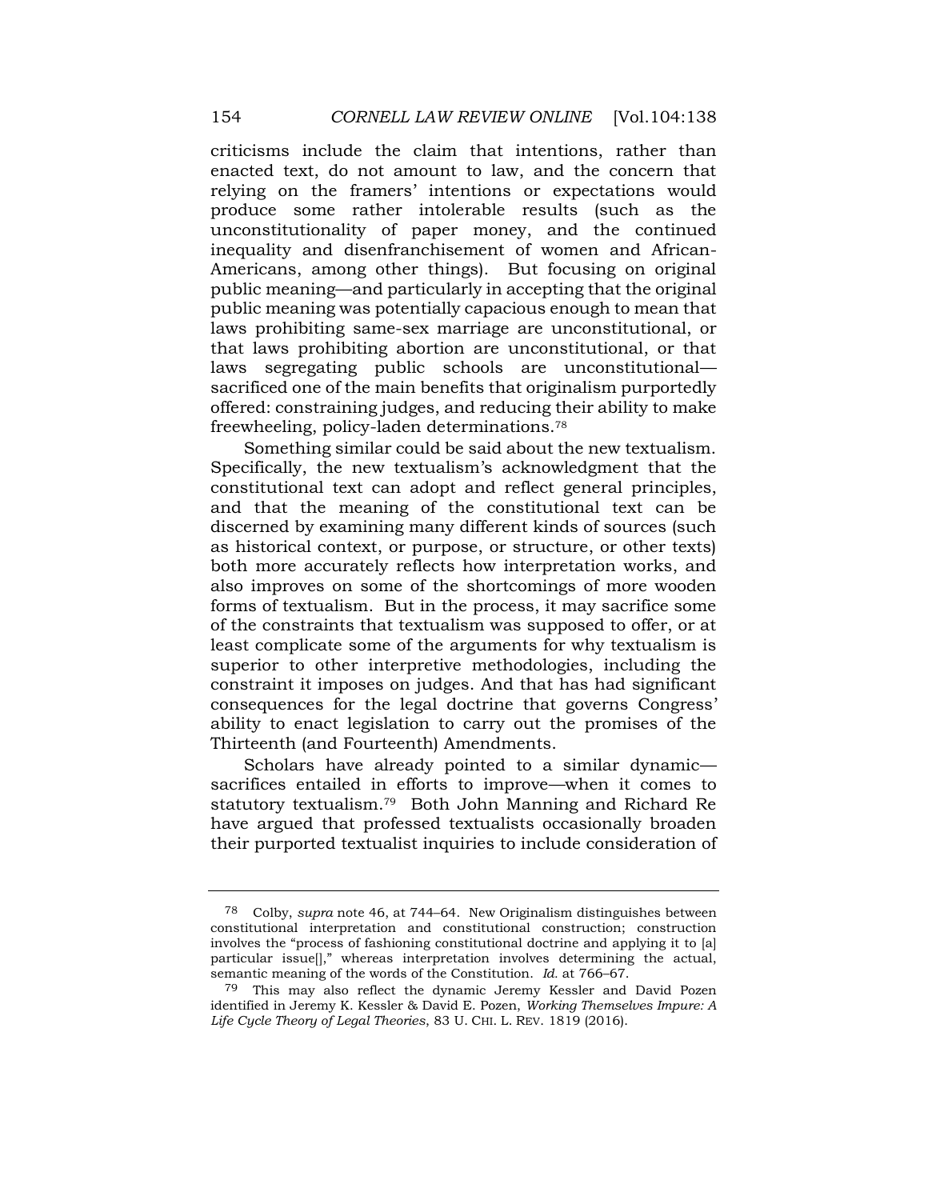criticisms include the claim that intentions, rather than enacted text, do not amount to law, and the concern that relying on the framers' intentions or expectations would produce some rather intolerable results (such as the unconstitutionality of paper money, and the continued inequality and disenfranchisement of women and African-Americans, among other things). But focusing on original public meaning—and particularly in accepting that the original public meaning was potentially capacious enough to mean that laws prohibiting same-sex marriage are unconstitutional, or that laws prohibiting abortion are unconstitutional, or that laws segregating public schools are unconstitutional—sacrificed one of the main benefits that originalism purportedly offered: constraining judges, and reducing their ability to make freewheeling, policy-laden determinations.[78]

Something similar could be said about the new textualism. Specifically, the new textualism's acknowledgment that the constitutional text can adopt and reflect general principles, and that the meaning of the constitutional text can be discerned by examining many different kinds of sources (such as historical context, or purpose, or structure, or other texts) both more accurately reflects how interpretation works, and also improves on some of the shortcomings of more wooden forms of textualism. But in the process, it may sacrifice some of the constraints that textualism was supposed to offer, or at least complicate some of the arguments for why textualism is superior to other interpretive methodologies, including the constraint it imposes on judges. And that has had significant consequences for the legal doctrine that governs Congress' ability to enact legislation to carry out the promises of the Thirteenth (and Fourteenth) Amendments.

Scholars have already pointed to a similar dynamic—sacrifices entailed in efforts to improve—when it comes to statutory textualism.[79] Both John Manning and Richard Re have argued that professed textualists occasionally broaden their purported textualist inquiries to include consideration of

---

[78] Colby, *supra* note 46, at 744–64. New Originalism distinguishes between constitutional interpretation and constitutional construction; construction involves the "process of fashioning constitutional doctrine and applying it to [a] particular issue[]," whereas interpretation involves determining the actual, semantic meaning of the words of the Constitution. *Id.* at 766–67.

[79] This may also reflect the dynamic Jeremy Kessler and David Pozen identified in Jeremy K. Kessler & David E. Pozen, *Working Themselves Impure: A Life Cycle Theory of Legal Theories*, 83 U. CHI. L. REV. 1819 (2016).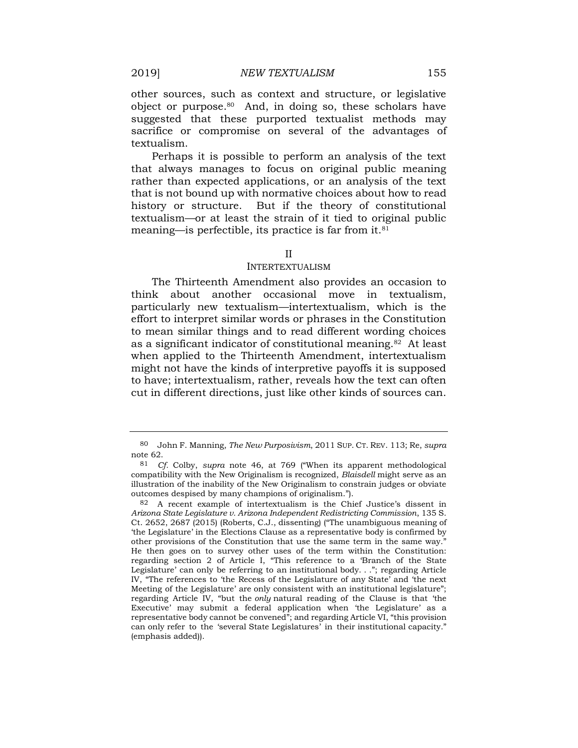other sources, such as context and structure, or legislative object or purpose.[80] And, in doing so, these scholars have suggested that these purported textualist methods may sacrifice or compromise on several of the advantages of textualism.

Perhaps it is possible to perform an analysis of the text that always manages to focus on original public meaning rather than expected applications, or an analysis of the text that is not bound up with normative choices about how to read history or structure. But if the theory of constitutional textualism—or at least the strain of it tied to original public meaning—is perfectible, its practice is far from it.[81]

## II
## INTERTEXTUALISM

The Thirteenth Amendment also provides an occasion to think about another occasional move in textualism, particularly new textualism—intertextualism, which is the effort to interpret similar words or phrases in the Constitution to mean similar things and to read different wording choices as a significant indicator of constitutional meaning.[82] At least when applied to the Thirteenth Amendment, intertextualism might not have the kinds of interpretive payoffs it is supposed to have; intertextualism, rather, reveals how the text can often cut in different directions, just like other kinds of sources can.

---

80 John F. Manning, *The New Purposivism*, 2011 SUP. CT. REV. 113; Re, *supra* note 62.

81 *Cf.* Colby, *supra* note 46, at 769 ("When its apparent methodological compatibility with the New Originalism is recognized, *Blaisdell* might serve as an illustration of the inability of the New Originalism to constrain judges or obviate outcomes despised by many champions of originalism.").

82 A recent example of intertextualism is the Chief Justice's dissent in *Arizona State Legislature v. Arizona Independent Redistricting Commission*, 135 S. Ct. 2652, 2687 (2015) (Roberts, C.J., dissenting) ("The unambiguous meaning of 'the Legislature' in the Elections Clause as a representative body is confirmed by other provisions of the Constitution that use the same term in the same way." He then goes on to survey other uses of the term within the Constitution: regarding section 2 of Article I, "This reference to a 'Branch of the State Legislature' can only be referring to an institutional body. . ."; regarding Article IV, "The references to 'the Recess of the Legislature of any State' and 'the next Meeting of the Legislature' are only consistent with an institutional legislature"; regarding Article IV, "but the *only* natural reading of the Clause is that 'the Executive' may submit a federal application when 'the Legislature' as a representative body cannot be convened"; and regarding Article VI, "this provision can only refer to the 'several State Legislatures' in their institutional capacity." (emphasis added)).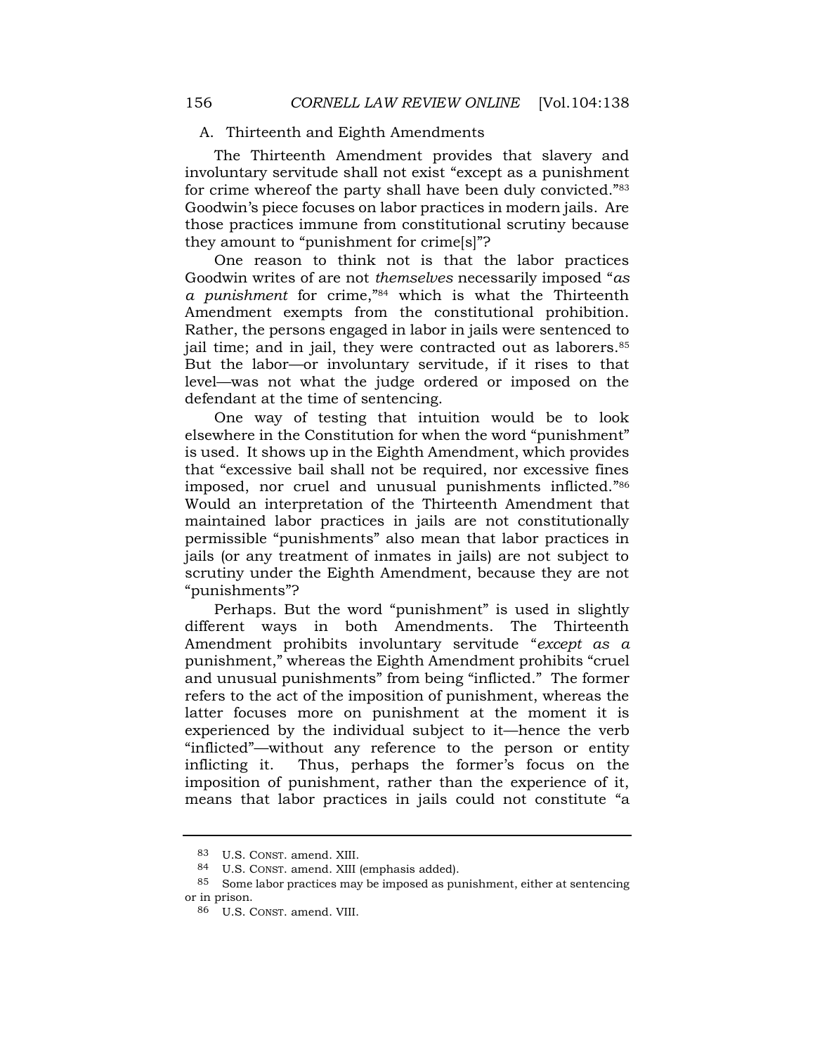## A. Thirteenth and Eighth Amendments

The Thirteenth Amendment provides that slavery and involuntary servitude shall not exist "except as a punishment for crime whereof the party shall have been duly convicted."[83] Goodwin's piece focuses on labor practices in modern jails. Are those practices immune from constitutional scrutiny because they amount to "punishment for crime[s]"?

One reason to think not is that the labor practices Goodwin writes of are not *themselves* necessarily imposed "*as a punishment* for crime,"[84] which is what the Thirteenth Amendment exempts from the constitutional prohibition. Rather, the persons engaged in labor in jails were sentenced to jail time; and in jail, they were contracted out as laborers.[85] But the labor—or involuntary servitude, if it rises to that level—was not what the judge ordered or imposed on the defendant at the time of sentencing.

One way of testing that intuition would be to look elsewhere in the Constitution for when the word "punishment" is used. It shows up in the Eighth Amendment, which provides that "excessive bail shall not be required, nor excessive fines imposed, nor cruel and unusual punishments inflicted."[86] Would an interpretation of the Thirteenth Amendment that maintained labor practices in jails are not constitutionally permissible "punishments" also mean that labor practices in jails (or any treatment of inmates in jails) are not subject to scrutiny under the Eighth Amendment, because they are not "punishments"?

Perhaps. But the word "punishment" is used in slightly different ways in both Amendments. The Thirteenth Amendment prohibits involuntary servitude "*except as a* punishment," whereas the Eighth Amendment prohibits "cruel and unusual punishments" from being "inflicted." The former refers to the act of the imposition of punishment, whereas the latter focuses more on punishment at the moment it is experienced by the individual subject to it—hence the verb "inflicted"—without any reference to the person or entity inflicting it. Thus, perhaps the former's focus on the imposition of punishment, rather than the experience of it, means that labor practices in jails could not constitute "a

---

83 U.S. CONST. amend. XIII.

84 U.S. CONST. amend. XIII (emphasis added).

85 Some labor practices may be imposed as punishment, either at sentencing or in prison.

86 U.S. CONST. amend. VIII.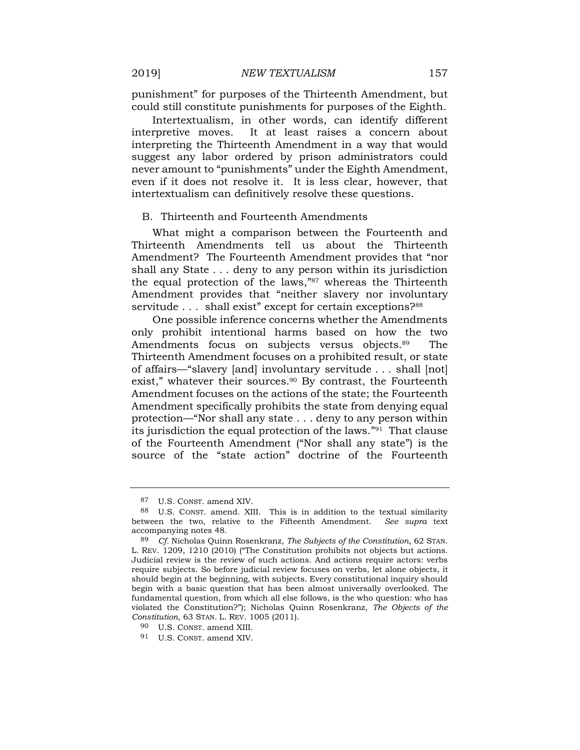punishment" for purposes of the Thirteenth Amendment, but could still constitute punishments for purposes of the Eighth.

Intertextualism, in other words, can identify different interpretive moves. It at least raises a concern about interpreting the Thirteenth Amendment in a way that would suggest any labor ordered by prison administrators could never amount to "punishments" under the Eighth Amendment, even if it does not resolve it. It is less clear, however, that intertextualism can definitively resolve these questions.

### B. Thirteenth and Fourteenth Amendments

What might a comparison between the Fourteenth and Thirteenth Amendments tell us about the Thirteenth Amendment? The Fourteenth Amendment provides that "nor shall any State . . . deny to any person within its jurisdiction the equal protection of the laws,"[87] whereas the Thirteenth Amendment provides that "neither slavery nor involuntary servitude . . . shall exist" except for certain exceptions?[88]

One possible inference concerns whether the Amendments only prohibit intentional harms based on how the two Amendments focus on subjects versus objects.[89] The Thirteenth Amendment focuses on a prohibited result, or state of affairs—"slavery [and] involuntary servitude . . . shall [not] exist," whatever their sources.[90] By contrast, the Fourteenth Amendment focuses on the actions of the state; the Fourteenth Amendment specifically prohibits the state from denying equal protection—"Nor shall any state . . . deny to any person within its jurisdiction the equal protection of the laws."[91] That clause of the Fourteenth Amendment ("Nor shall any state") is the source of the "state action" doctrine of the Fourteenth

---

87 U.S. CONST. amend XIV.

88 U.S. CONST. amend. XIII. This is in addition to the textual similarity between the two, relative to the Fifteenth Amendment. *See supra* text accompanying notes 48.

89 *Cf.* Nicholas Quinn Rosenkranz, *The Subjects of the Constitution*, 62 STAN. L. REV. 1209, 1210 (2010) ("The Constitution prohibits not objects but actions. Judicial review is the review of such actions. And actions require actors: verbs require subjects. So before judicial review focuses on verbs, let alone objects, it should begin at the beginning, with subjects. Every constitutional inquiry should begin with a basic question that has been almost universally overlooked. The fundamental question, from which all else follows, is the who question: who has violated the Constitution?"); Nicholas Quinn Rosenkranz, *The Objects of the Constitution*, 63 STAN. L. REV. 1005 (2011).

90 U.S. CONST. amend XIII.

91 U.S. CONST. amend XIV.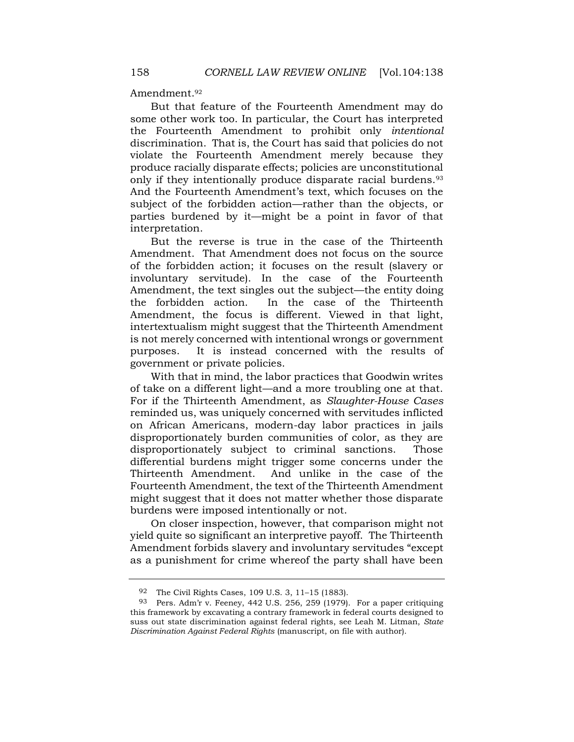Amendment.[92]

But that feature of the Fourteenth Amendment may do some other work too. In particular, the Court has interpreted the Fourteenth Amendment to prohibit only *intentional* discrimination. That is, the Court has said that policies do not violate the Fourteenth Amendment merely because they produce racially disparate effects; policies are unconstitutional only if they intentionally produce disparate racial burdens.[93] And the Fourteenth Amendment's text, which focuses on the subject of the forbidden action—rather than the objects, or parties burdened by it—might be a point in favor of that interpretation.

But the reverse is true in the case of the Thirteenth Amendment. That Amendment does not focus on the source of the forbidden action; it focuses on the result (slavery or involuntary servitude). In the case of the Fourteenth Amendment, the text singles out the subject—the entity doing the forbidden action. In the case of the Thirteenth Amendment, the focus is different. Viewed in that light, intertextualism might suggest that the Thirteenth Amendment is not merely concerned with intentional wrongs or government purposes. It is instead concerned with the results of government or private policies.

With that in mind, the labor practices that Goodwin writes of take on a different light—and a more troubling one at that. For if the Thirteenth Amendment, as *Slaughter-House Cases* reminded us, was uniquely concerned with servitudes inflicted on African Americans, modern-day labor practices in jails disproportionately burden communities of color, as they are disproportionately subject to criminal sanctions. Those differential burdens might trigger some concerns under the Thirteenth Amendment. And unlike in the case of the Fourteenth Amendment, the text of the Thirteenth Amendment might suggest that it does not matter whether those disparate burdens were imposed intentionally or not.

On closer inspection, however, that comparison might not yield quite so significant an interpretive payoff. The Thirteenth Amendment forbids slavery and involuntary servitudes "except as a punishment for crime whereof the party shall have been

---

92 The Civil Rights Cases, 109 U.S. 3, 11–15 (1883).

93 Pers. Adm'r v. Feeney, 442 U.S. 256, 259 (1979). For a paper critiquing this framework by excavating a contrary framework in federal courts designed to suss out state discrimination against federal rights, see Leah M. Litman, *State Discrimination Against Federal Rights* (manuscript, on file with author).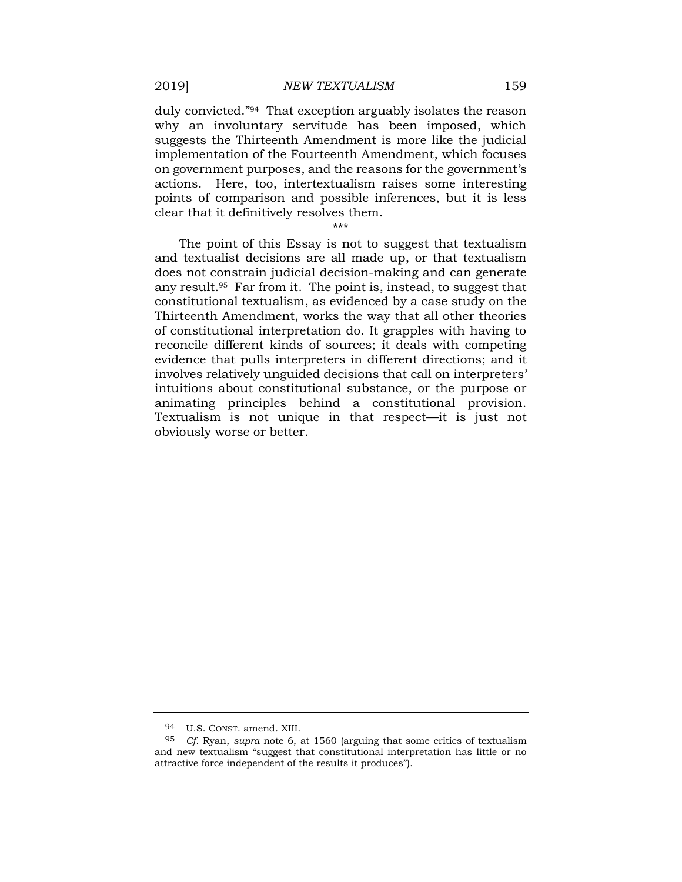duly convicted."[94] That exception arguably isolates the reason why an involuntary servitude has been imposed, which suggests the Thirteenth Amendment is more like the judicial implementation of the Fourteenth Amendment, which focuses on government purposes, and the reasons for the government's actions. Here, too, intertextualism raises some interesting points of comparison and possible inferences, but it is less clear that it definitively resolves them.

\*\*\*

The point of this Essay is not to suggest that textualism and textualist decisions are all made up, or that textualism does not constrain judicial decision-making and can generate any result.[95] Far from it. The point is, instead, to suggest that constitutional textualism, as evidenced by a case study on the Thirteenth Amendment, works the way that all other theories of constitutional interpretation do. It grapples with having to reconcile different kinds of sources; it deals with competing evidence that pulls interpreters in different directions; and it involves relatively unguided decisions that call on interpreters' intuitions about constitutional substance, or the purpose or animating principles behind a constitutional provision. Textualism is not unique in that respect—it is just not obviously worse or better.

---

94 U.S. CONST. amend. XIII.

95 *Cf.* Ryan, *supra* note 6, at 1560 (arguing that some critics of textualism and new textualism "suggest that constitutional interpretation has little or no attractive force independent of the results it produces").